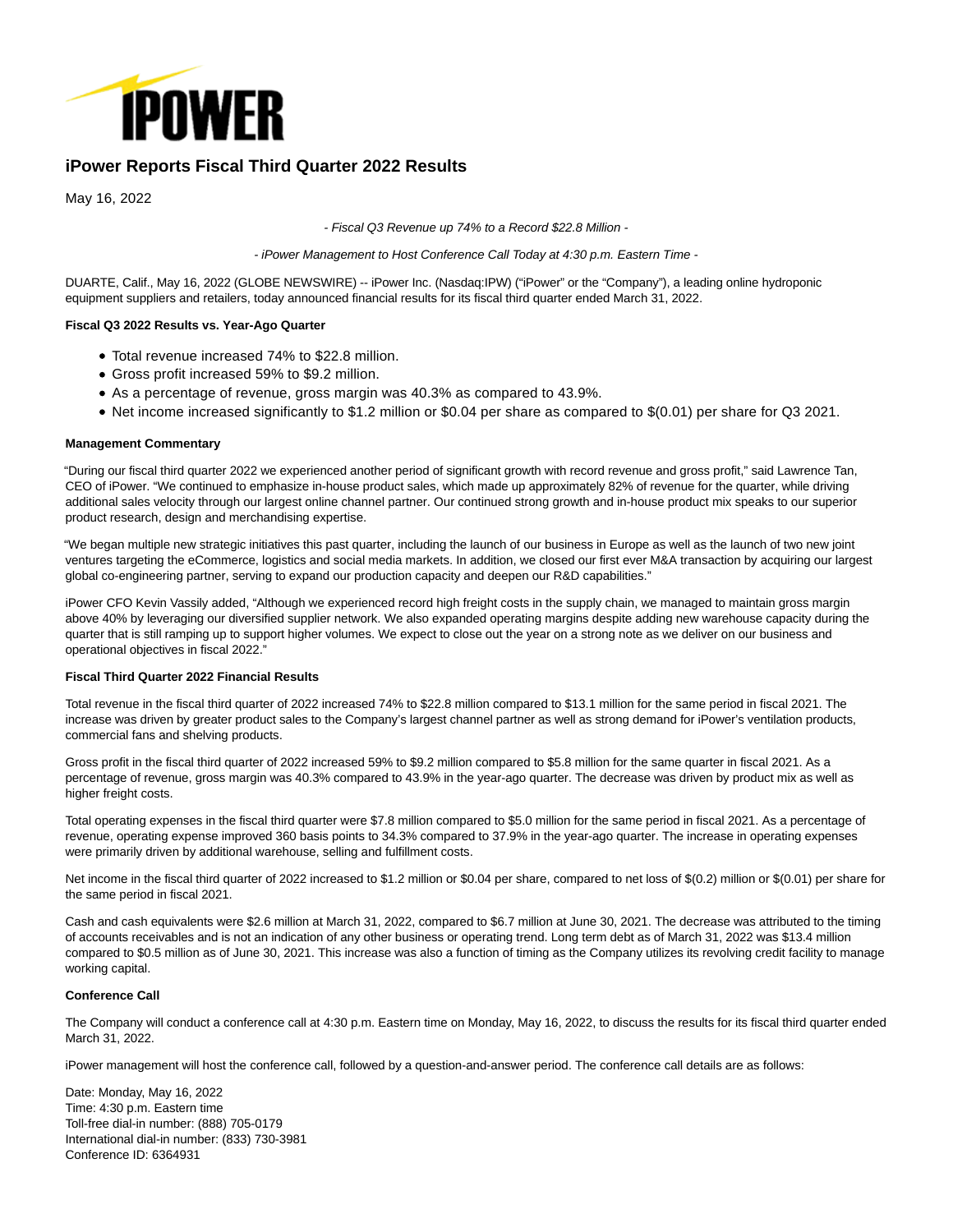# iPower Reports Fiscal Third Quarter 2022 Results

May 16, 2022

*- Fiscal Q3 Revenue up 74% to a Record $22.8 Million -*

*- iPower Management to Host Conference Call Today at 4:30 p.m. Eastern Time -*

DUARTE, Calif., May 16, 2022 (GLOBE NEWSWIRE) -- iPower Inc. (Nasdaq:IPW) ("iPower" or the "Company"), a leading online hydroponic equipment suppliers and retailers, today announced financial results for its fiscal third quarter ended March 31, 2022.

**Fiscal Q3 2022 Results vs. Year-Ago Quarter**

- Total revenue increased 74% to $22.8 million.
- Gross profit increased 59% to $9.2 million.
- As a percentage of revenue, gross margin was 40.3% as compared to 43.9%.
- Net income increased significantly to $1.2 million or $0.04 per share as compared to $(0.01) per share for Q3 2021.

**Management Commentary**

"During our fiscal third quarter 2022 we experienced another period of significant growth with record revenue and gross profit," said Lawrence Tan, CEO of iPower. "We continued to emphasize in-house product sales, which made up approximately 82% of revenue for the quarter, while driving additional sales velocity through our largest online channel partner. Our continued strong growth and in-house product mix speaks to our superior product research, design and merchandising expertise.

"We began multiple new strategic initiatives this past quarter, including the launch of our business in Europe as well as the launch of two new joint ventures targeting the eCommerce, logistics and social media markets. In addition, we closed our first ever M&A transaction by acquiring our largest global co-engineering partner, serving to expand our production capacity and deepen our R&D capabilities."

iPower CFO Kevin Vassily added, "Although we experienced record high freight costs in the supply chain, we managed to maintain gross margin above 40% by leveraging our diversified supplier network. We also expanded operating margins despite adding new warehouse capacity during the quarter that is still ramping up to support higher volumes. We expect to close out the year on a strong note as we deliver on our business and operational objectives in fiscal 2022."

**Fiscal Third Quarter 2022 Financial Results**

Total revenue in the fiscal third quarter of 2022 increased 74% to $22.8 million compared to $13.1 million for the same period in fiscal 2021. The increase was driven by greater product sales to the Company's largest channel partner as well as strong demand for iPower's ventilation products, commercial fans and shelving products.

Gross profit in the fiscal third quarter of 2022 increased 59% to $9.2 million compared to $5.8 million for the same quarter in fiscal 2021. As a percentage of revenue, gross margin was 40.3% compared to 43.9% in the year-ago quarter. The decrease was driven by product mix as well as higher freight costs.

Total operating expenses in the fiscal third quarter were $7.8 million compared to $5.0 million for the same period in fiscal 2021. As a percentage of revenue, operating expense improved 360 basis points to 34.3% compared to 37.9% in the year-ago quarter. The increase in operating expenses were primarily driven by additional warehouse, selling and fulfillment costs.

Net income in the fiscal third quarter of 2022 increased to $1.2 million or $0.04 per share, compared to net loss of $(0.2) million or $(0.01) per share for the same period in fiscal 2021.

Cash and cash equivalents were $2.6 million at March 31, 2022, compared to $6.7 million at June 30, 2021. The decrease was attributed to the timing of accounts receivables and is not an indication of any other business or operating trend. Long term debt as of March 31, 2022 was $13.4 million compared to $0.5 million as of June 30, 2021. This increase was also a function of timing as the Company utilizes its revolving credit facility to manage working capital.

**Conference Call**

The Company will conduct a conference call at 4:30 p.m. Eastern time on Monday, May 16, 2022, to discuss the results for its fiscal third quarter ended March 31, 2022.

iPower management will host the conference call, followed by a question-and-answer period. The conference call details are as follows:

Date: Monday, May 16, 2022
Time: 4:30 p.m. Eastern time
Toll-free dial-in number: (888) 705-0179
International dial-in number: (833) 730-3981
Conference ID: 6364931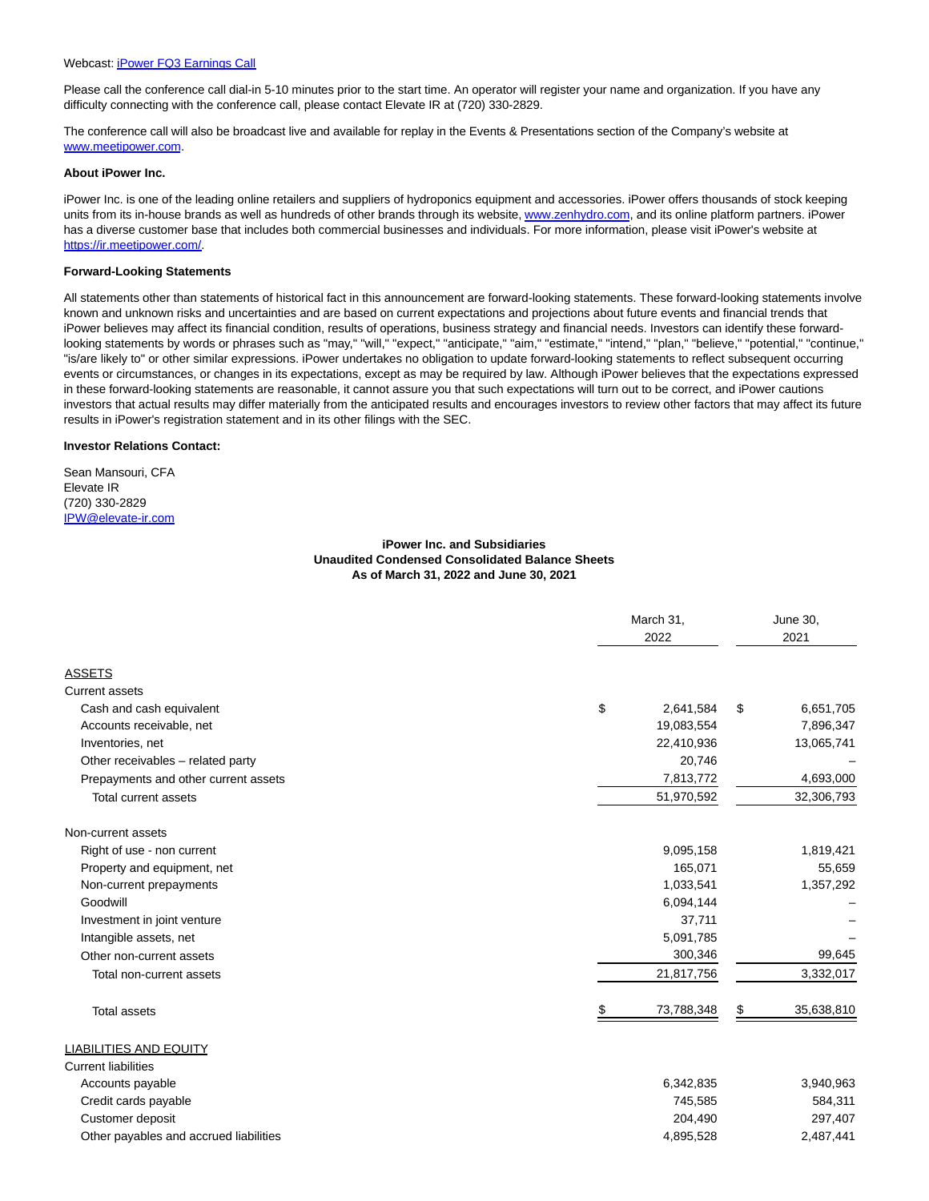Webcast: [iPower FQ3 Earnings Call]()

Please call the conference call dial-in 5-10 minutes prior to the start time. An operator will register your name and organization. If you have any difficulty connecting with the conference call, please contact Elevate IR at (720) 330-2829.

The conference call will also be broadcast live and available for replay in the Events & Presentations section of the Company's website at [www.meetipower.com](www.meetipower.com).

**About iPower Inc.**

iPower Inc. is one of the leading online retailers and suppliers of hydroponics equipment and accessories. iPower offers thousands of stock keeping units from its in-house brands as well as hundreds of other brands through its website, [www.zenhydro.com](www.zenhydro.com), and its online platform partners. iPower has a diverse customer base that includes both commercial businesses and individuals. For more information, please visit iPower's website at [https://ir.meetipower.com/](https://ir.meetipower.com/).

**Forward-Looking Statements**

All statements other than statements of historical fact in this announcement are forward-looking statements. These forward-looking statements involve known and unknown risks and uncertainties and are based on current expectations and projections about future events and financial trends that iPower believes may affect its financial condition, results of operations, business strategy and financial needs. Investors can identify these forward-looking statements by words or phrases such as "may," "will," "expect," "anticipate," "aim," "estimate," "intend," "plan," "believe," "potential," "continue," "is/are likely to" or other similar expressions. iPower undertakes no obligation to update forward-looking statements to reflect subsequent occurring events or circumstances, or changes in its expectations, except as may be required by law. Although iPower believes that the expectations expressed in these forward-looking statements are reasonable, it cannot assure you that such expectations will turn out to be correct, and iPower cautions investors that actual results may differ materially from the anticipated results and encourages investors to review other factors that may affect its future results in iPower's registration statement and in its other filings with the SEC.

**Investor Relations Contact:**

Sean Mansouri, CFA
Elevate IR
(720) 330-2829
[IPW@elevate-ir.com](mailto:IPW@elevate-ir.com)

**iPower Inc. and Subsidiaries**
**Unaudited Condensed Consolidated Balance Sheets**
**As of March 31, 2022 and June 30, 2021**

| | March 31, 2022 | June 30, 2021 |
|---|---|---|
| ASSETS | | |
| Current assets | | |
| Cash and cash equivalent | $ 2,641,584 | $ 6,651,705 |
| Accounts receivable, net | 19,083,554 | 7,896,347 |
| Inventories, net | 22,410,936 | 13,065,741 |
| Other receivables – related party | 20,746 | – |
| Prepayments and other current assets | 7,813,772 | 4,693,000 |
| Total current assets | 51,970,592 | 32,306,793 |
| Non-current assets | | |
| Right of use - non current | 9,095,158 | 1,819,421 |
| Property and equipment, net | 165,071 | 55,659 |
| Non-current prepayments | 1,033,541 | 1,357,292 |
| Goodwill | 6,094,144 | – |
| Investment in joint venture | 37,711 | – |
| Intangible assets, net | 5,091,785 | – |
| Other non-current assets | 300,346 | 99,645 |
| Total non-current assets | 21,817,756 | 3,332,017 |
| Total assets | $ 73,788,348 | $ 35,638,810 |
| LIABILITIES AND EQUITY | | |
| Current liabilities | | |
| Accounts payable | 6,342,835 | 3,940,963 |
| Credit cards payable | 745,585 | 584,311 |
| Customer deposit | 204,490 | 297,407 |
| Other payables and accrued liabilities | 4,895,528 | 2,487,441 |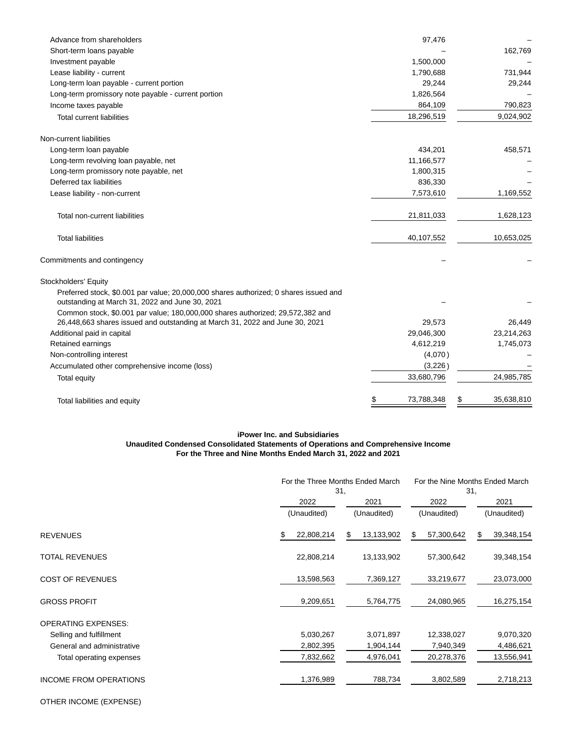| | | |
|---|---|---|
| Advance from shareholders | 97,476 | – |
| Short-term loans payable | – | 162,769 |
| Investment payable | 1,500,000 | – |
| Lease liability - current | 1,790,688 | 731,944 |
| Long-term loan payable - current portion | 29,244 | 29,244 |
| Long-term promissory note payable - current portion | 1,826,564 | – |
| Income taxes payable | 864,109 | 790,823 |
| Total current liabilities | 18,296,519 | 9,024,902 |
| | | |
| Non-current liabilities | | |
| Long-term loan payable | 434,201 | 458,571 |
| Long-term revolving loan payable, net | 11,166,577 | – |
| Long-term promissory note payable, net | 1,800,315 | – |
| Deferred tax liabilities | 836,330 | – |
| Lease liability - non-current | 7,573,610 | 1,169,552 |
| | | |
| Total non-current liabilities | 21,811,033 | 1,628,123 |
| | | |
| Total liabilities | 40,107,552 | 10,653,025 |
| | | |
| Commitments and contingency | – | – |
| | | |
| Stockholders' Equity | | |
| Preferred stock, $0.001 par value; 20,000,000 shares authorized; 0 shares issued and outstanding at March 31, 2022 and June 30, 2021 | – | – |
| Common stock, $0.001 par value; 180,000,000 shares authorized; 29,572,382 and 26,448,663 shares issued and outstanding at March 31, 2022 and June 30, 2021 | 29,573 | 26,449 |
| Additional paid in capital | 29,046,300 | 23,214,263 |
| Retained earnings | 4,612,219 | 1,745,073 |
| Non-controlling interest | (4,070) | – |
| Accumulated other comprehensive income (loss) | (3,226) | – |
| Total equity | 33,680,796 | 24,985,785 |
| | | |
| Total liabilities and equity | $ 73,788,348 | $ 35,638,810 |

**iPower Inc. and Subsidiaries**
**Unaudited Condensed Consolidated Statements of Operations and Comprehensive Income**
**For the Three and Nine Months Ended March 31, 2022 and 2021**

| | For the Three Months Ended March 31, | | For the Nine Months Ended March 31, | |
|---|---|---|---|---|
| | 2022 (Unaudited) | 2021 (Unaudited) | 2022 (Unaudited) | 2021 (Unaudited) |
| REVENUES | $ 22,808,214 | $ 13,133,902 | $ 57,300,642 | $ 39,348,154 |
| TOTAL REVENUES | 22,808,214 | 13,133,902 | 57,300,642 | 39,348,154 |
| COST OF REVENUES | 13,598,563 | 7,369,127 | 33,219,677 | 23,073,000 |
| GROSS PROFIT | 9,209,651 | 5,764,775 | 24,080,965 | 16,275,154 |
| OPERATING EXPENSES: | | | | |
| Selling and fulfillment | 5,030,267 | 3,071,897 | 12,338,027 | 9,070,320 |
| General and administrative | 2,802,395 | 1,904,144 | 7,940,349 | 4,486,621 |
| Total operating expenses | 7,832,662 | 4,976,041 | 20,278,376 | 13,556,941 |
| INCOME FROM OPERATIONS | 1,376,989 | 788,734 | 3,802,589 | 2,718,213 |
| OTHER INCOME (EXPENSE) | | | | |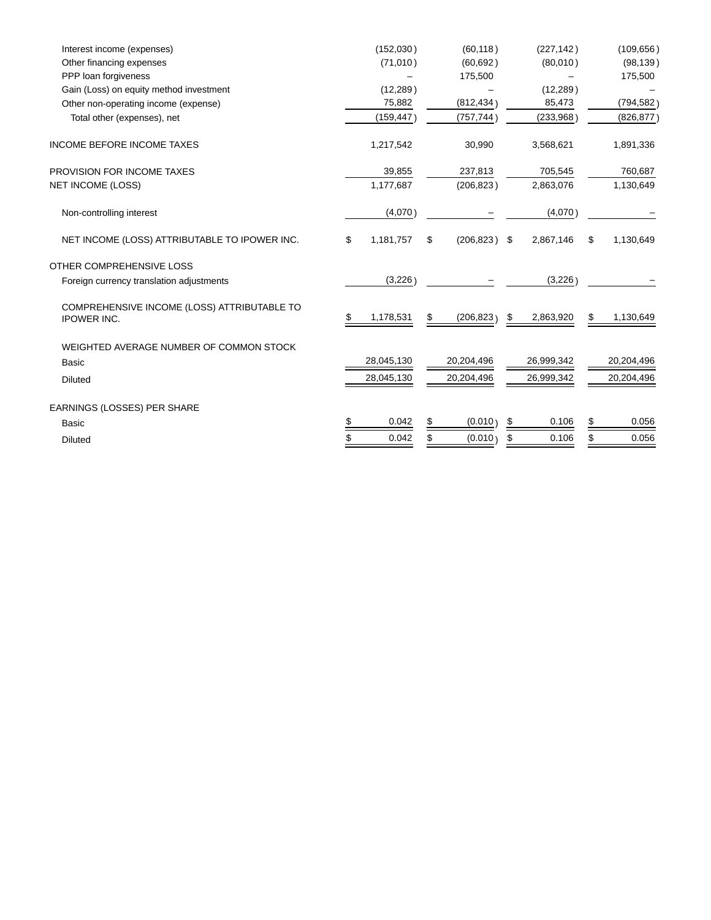| | | | | |
|---|---|---|---|---|
| Interest income (expenses) | (152,030) | (60,118) | (227,142) | (109,656) |
| Other financing expenses | (71,010) | (60,692) | (80,010) | (98,139) |
| PPP loan forgiveness | – | 175,500 | – | 175,500 |
| Gain (Loss) on equity method investment | (12,289) | – | (12,289) | – |
| Other non-operating income (expense) | 75,882 | (812,434) | 85,473 | (794,582) |
| Total other (expenses), net | (159,447) | (757,744) | (233,968) | (826,877) |
| INCOME BEFORE INCOME TAXES | 1,217,542 | 30,990 | 3,568,621 | 1,891,336 |
| PROVISION FOR INCOME TAXES | 39,855 | 237,813 | 705,545 | 760,687 |
| NET INCOME (LOSS) | 1,177,687 | (206,823) | 2,863,076 | 1,130,649 |
| Non-controlling interest | (4,070) | – | (4,070) | – |
| NET INCOME (LOSS) ATTRIBUTABLE TO IPOWER INC. | $ 1,181,757 | $ (206,823) | $ 2,867,146 | $ 1,130,649 |
| OTHER COMPREHENSIVE LOSS | | | | |
| Foreign currency translation adjustments | (3,226) | – | (3,226) | – |
| COMPREHENSIVE INCOME (LOSS) ATTRIBUTABLE TO IPOWER INC. | $ 1,178,531 | $ (206,823) | $ 2,863,920 | $ 1,130,649 |
| WEIGHTED AVERAGE NUMBER OF COMMON STOCK | | | | |
| Basic | 28,045,130 | 20,204,496 | 26,999,342 | 20,204,496 |
| Diluted | 28,045,130 | 20,204,496 | 26,999,342 | 20,204,496 |
| EARNINGS (LOSSES) PER SHARE | | | | |
| Basic | $ 0.042 | $ (0.010) | $ 0.106 | $ 0.056 |
| Diluted | $ 0.042 | $ (0.010) | $ 0.106 | $ 0.056 |